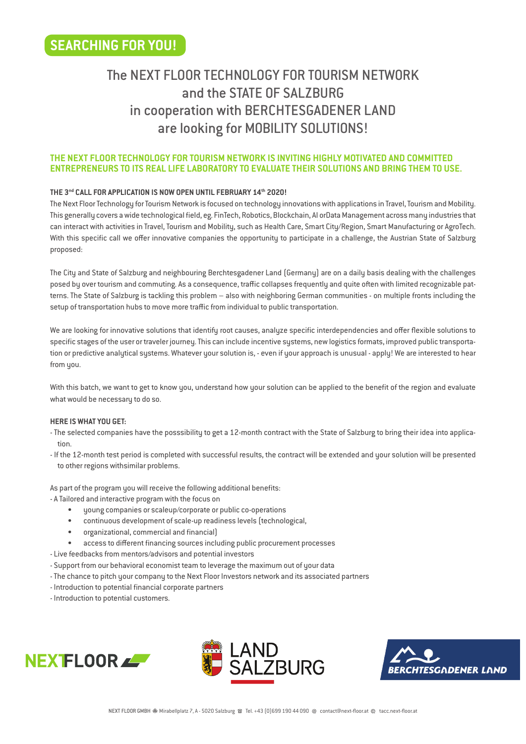# SEARCHING FOR YOU!

## The NEXT FLOOR TECHNOLOGY FOR TOURISM NETWORK and the STATE OF SALZBURG in cooperation with BERCHTESGADENER LAND are looking for MOBILITY SOLUTIONS!

### THE NEXT FLOOR TECHNOLOGY FOR TOURISM NETWORK IS INVITING HIGHLY MOTIVATED AND COMMITTED ENTREPRENEURS TO ITS REAL LIFE LABORATORY TO EVALUATE THEIR SOLUTIONS AND BRING THEM TO USE.

**THE 3rd CALL FOR APPLICATION IS NOW OPEN UNTIL FEBRUARY 14th 2020!**

The Next Floor Technology for Tourism Network is focused on technology innovations with applications in Travel, Tourism and Mobility. This generally covers a wide technological field, eg. FinTech, Robotics, Blockchain, AI orData Management across many industries that can interact with activities in Travel, Tourism and Mobility, such as Health Care, Smart City/Region, Smart Manufacturing or AgroTech. With this specific call we offer innovative companies the opportunity to participate in a challenge, the Austrian State of Salzburg proposed:

The City and State of Salzburg and neighbouring Berchtesgadener Land (Germany) are on a daily basis dealing with the challenges posed by over tourism and commuting. As a consequence, traffic collapses frequently and quite often with limited recognizable patterns. The State of Salzburg is tackling this problem – also with neighboring German communities - on multiple fronts including the setup of transportation hubs to move more traffic from individual to public transportation.

We are looking for innovative solutions that identify root causes, analyze specific interdependencies and offer flexible solutions to specific stages of the user or traveler journey. This can include incentive systems, new logistics formats, improved public transportation or predictive analytical systems. Whatever your solution is, - even if your approach is unusual - apply! We are interested to hear from you.

With this batch, we want to get to know you, understand how your solution can be applied to the benefit of the region and evaluate what would be necessary to do so.

**HERE IS WHAT YOU GET:**

- The selected companies have the posssibility to get a 12-month contract with the State of Salzburg to bring their idea into application.
- If the 12-month test period is completed with successful results, the contract will be extended and your solution will be presented to other regions withsimilar problems.

As part of the program you will receive the following additional benefits:

- A Tailored and interactive program with the focus on
  - young companies or scaleup/corporate or public co-operations
  - continuous development of scale-up readiness levels (technological,
  - organizational, commercial and financial)
  - access to different financing sources including public procurement processes
- Live feedbacks from mentors/advisors and potential investors
- Support from our behavioral economist team to leverage the maximum out of your data
- The chance to pitch your company to the Next Floor Investors network and its associated partners
- Introduction to potential financial corporate partners
- Introduction to potential customers.

NEXTFLOOR LAND SALZBURG BERCHTESGADENER LAND

NEXT FLOOR GMBH Mirabellplatz 7, A - 5020 Salzburg Tel. +43 (0)699 190 44 090 contact@next-floor.at tacc.next-floor.at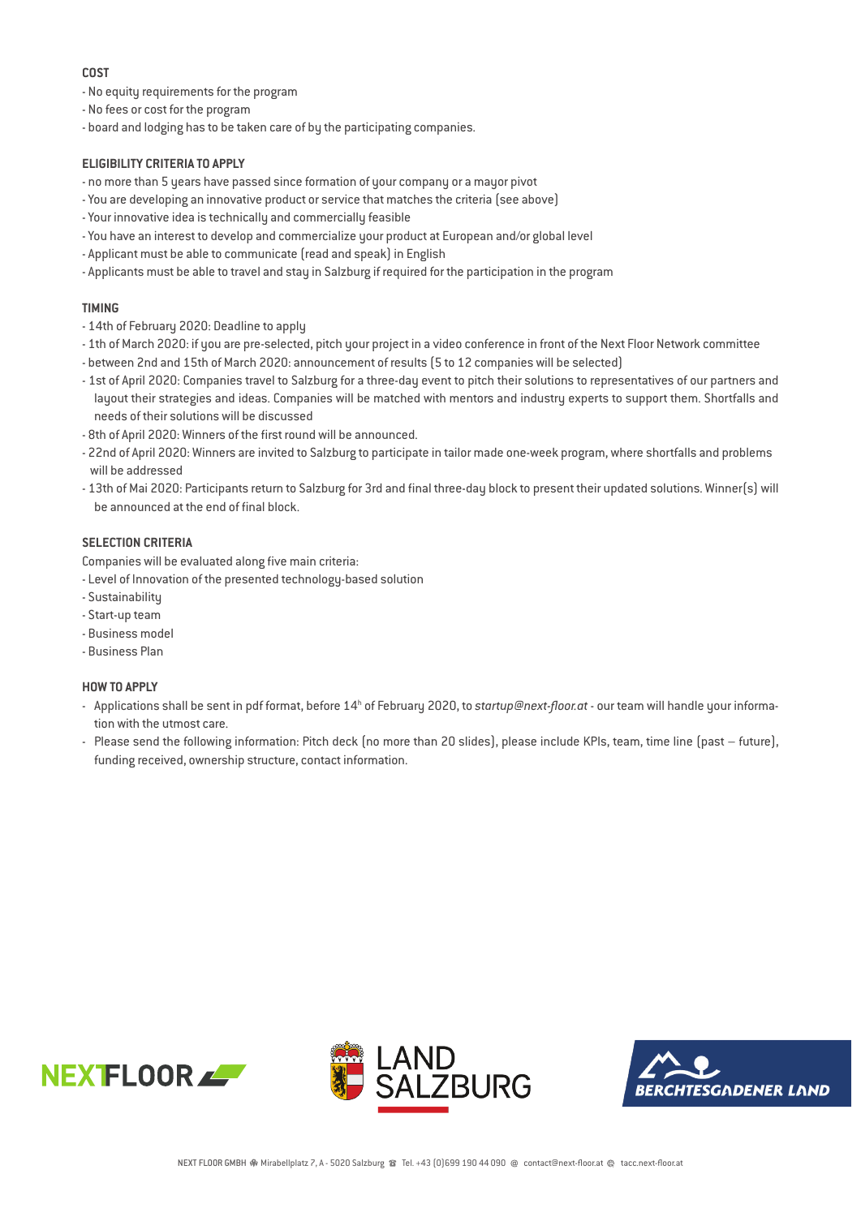### COST

- No equity requirements for the program
- No fees or cost for the program
- board and lodging has to be taken care of by the participating companies.

### ELIGIBILITY CRITERIA TO APPLY

- no more than 5 years have passed since formation of your company or a mayor pivot
- You are developing an innovative product or service that matches the criteria (see above)
- Your innovative idea is technically and commercially feasible
- You have an interest to develop and commercialize your product at European and/or global level
- Applicant must be able to communicate (read and speak) in English
- Applicants must be able to travel and stay in Salzburg if required for the participation in the program

### TIMING

- 14th of February 2020: Deadline to apply
- 1th of March 2020: if you are pre-selected, pitch your project in a video conference in front of the Next Floor Network committee
- between 2nd and 15th of March 2020: announcement of results (5 to 12 companies will be selected)
- 1st of April 2020: Companies travel to Salzburg for a three-day event to pitch their solutions to representatives of our partners and layout their strategies and ideas. Companies will be matched with mentors and industry experts to support them. Shortfalls and needs of their solutions will be discussed
- 8th of April 2020: Winners of the first round will be announced.
- 22nd of April 2020: Winners are invited to Salzburg to participate in tailor made one-week program, where shortfalls and problems will be addressed
- 13th of Mai 2020: Participants return to Salzburg for 3rd and final three-day block to present their updated solutions. Winner(s) will be announced at the end of final block.

### SELECTION CRITERIA

Companies will be evaluated along five main criteria:

- Level of Innovation of the presented technology-based solution
- Sustainability
- Start-up team
- Business model
- Business Plan

### HOW TO APPLY

- Applications shall be sent in pdf format, before 14[h] of February 2020, to *startup@next-floor.at* - our team will handle your information with the utmost care.
- Please send the following information: Pitch deck (no more than 20 slides), please include KPIs, team, time line (past – future), funding received, ownership structure, contact information.

NEXTFLOOR

LAND SALZBURG

BERCHTESGADENER LAND

NEXT FLOOR GMBH Mirabellplatz 7, A - 5020 Salzburg Tel. +43 (0)699 190 44 090 @ contact@next-floor.at tacc.next-floor.at